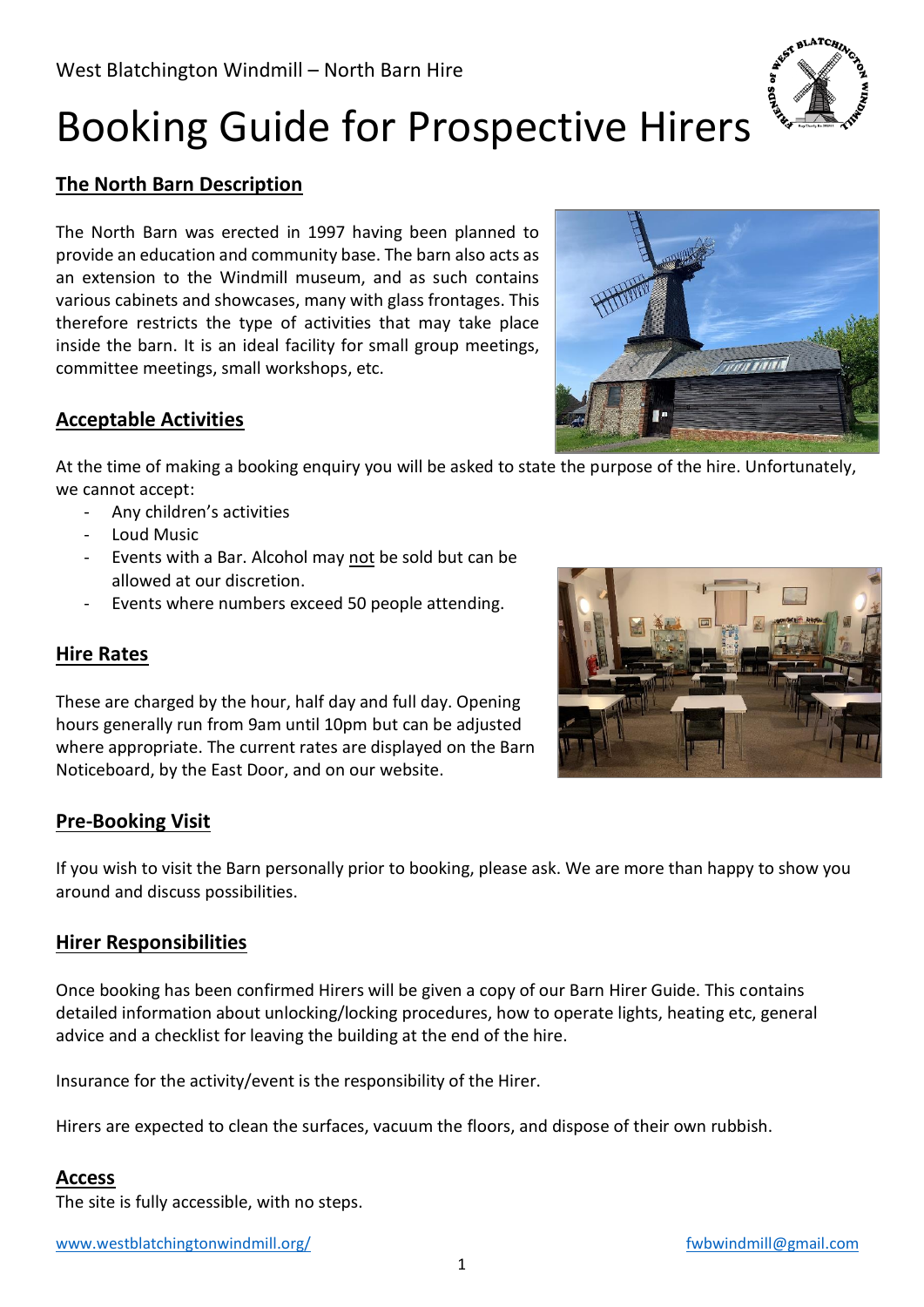West Blatchington Windmill – North Barn Hire

# Booking Guide for Prospective Hirers

## The North Barn Description

The North Barn was erected in 1997 having been planned to provide an education and community base. The barn also acts as an extension to the Windmill museum, and as such contains various cabinets and showcases, many with glass frontages. This therefore restricts the type of activities that may take place inside the barn. It is an ideal facility for small group meetings, committee meetings, small workshops, etc.

## Acceptable Activities

At the time of making a booking enquiry you will be asked to state the purpose of the hire. Unfortunately, we cannot accept:

- Any children's activities
- Loud Music
- Events with a Bar. Alcohol may not be sold but can be allowed at our discretion.
- Events where numbers exceed 50 people attending.

## Hire Rates

These are charged by the hour, half day and full day. Opening hours generally run from 9am until 10pm but can be adjusted where appropriate. The current rates are displayed on the Barn Noticeboard, by the East Door, and on our website.

## Pre-Booking Visit

If you wish to visit the Barn personally prior to booking, please ask. We are more than happy to show you around and discuss possibilities.

## Hirer Responsibilities

Once booking has been confirmed Hirers will be given a copy of our Barn Hirer Guide. This contains detailed information about unlocking/locking procedures, how to operate lights, heating etc, general advice and a checklist for leaving the building at the end of the hire.

Insurance for the activity/event is the responsibility of the Hirer.

Hirers are expected to clean the surfaces, vacuum the floors, and dispose of their own rubbish.

## Access

The site is fully accessible, with no steps.

www.westblatchingtonwindmill.org/ fwbwindmill@gmail.com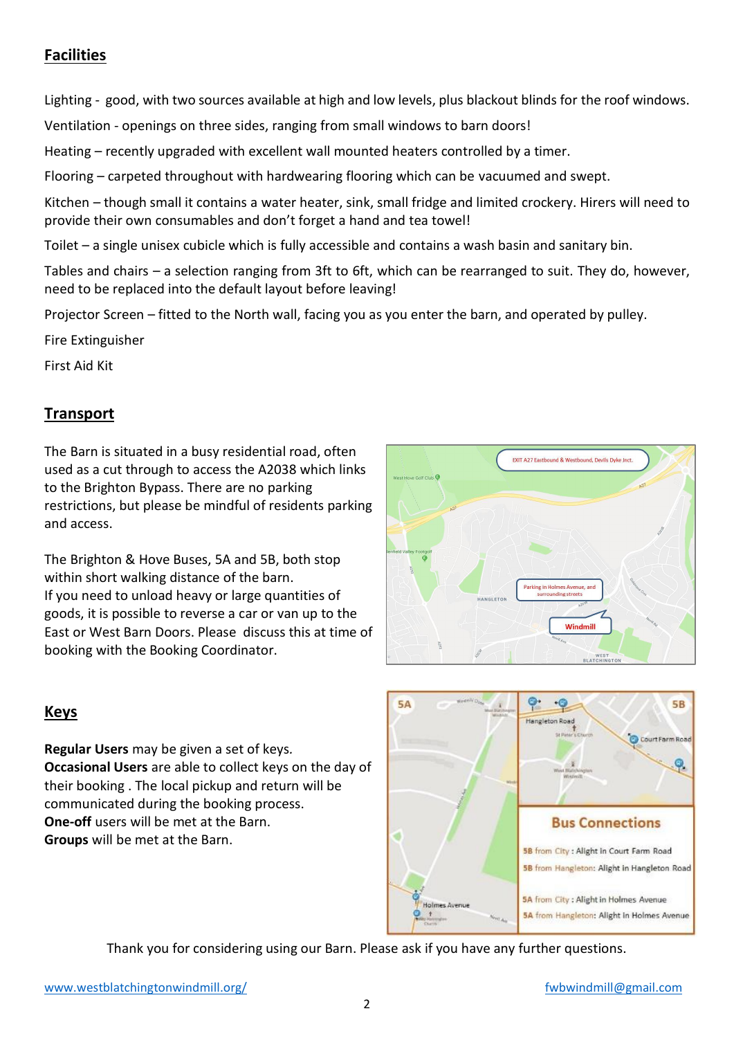## Facilities

Lighting - good, with two sources available at high and low levels, plus blackout blinds for the roof windows.

Ventilation - openings on three sides, ranging from small windows to barn doors!

Heating – recently upgraded with excellent wall mounted heaters controlled by a timer.

Flooring – carpeted throughout with hardwearing flooring which can be vacuumed and swept.

Kitchen – though small it contains a water heater, sink, small fridge and limited crockery. Hirers will need to provide their own consumables and don't forget a hand and tea towel!

Toilet – a single unisex cubicle which is fully accessible and contains a wash basin and sanitary bin.

Tables and chairs – a selection ranging from 3ft to 6ft, which can be rearranged to suit. They do, however, need to be replaced into the default layout before leaving!

Projector Screen – fitted to the North wall, facing you as you enter the barn, and operated by pulley.

Fire Extinguisher

First Aid Kit

## Transport

The Barn is situated in a busy residential road, often used as a cut through to access the A2038 which links to the Brighton Bypass. There are no parking restrictions, but please be mindful of residents parking and access.

The Brighton & Hove Buses, 5A and 5B, both stop within short walking distance of the barn.
If you need to unload heavy or large quantities of goods, it is possible to reverse a car or van up to the East or West Barn Doors. Please discuss this at time of booking with the Booking Coordinator.

EXIT A27 Eastbound & Westbound, Devils Dyke Jnct.

Parking in Holmes Avenue, and surrounding streets

Windmill

## Keys

**Regular Users** may be given a set of keys.
**Occasional Users** are able to collect keys on the day of their booking . The local pickup and return will be communicated during the booking process.
**One-off** users will be met at the Barn.
**Groups** will be met at the Barn.

5A

5B

Hangleton Road

Court Farm Road

Holmes Avenue

Bus Connections

5B from City : Alight in Court Farm Road

5B from Hangleton: Alight in Hangleton Road

5A from City : Alight in Holmes Avenue

5A from Hangleton: Alight in Holmes Avenue

Thank you for considering using our Barn. Please ask if you have any further questions.

www.westblatchingtonwindmill.org/ fwbwindmill@gmail.com